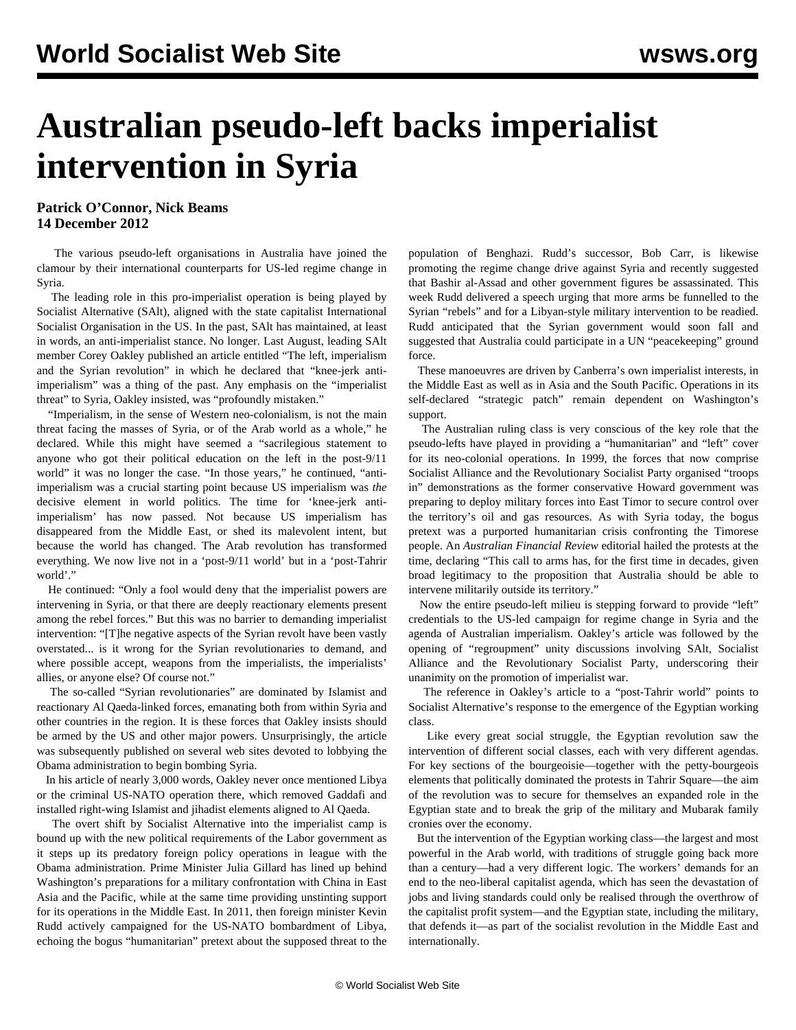# Australian pseudo-left backs imperialist intervention in Syria

**Patrick O'Connor, Nick Beams**
**14 December 2012**

The various pseudo-left organisations in Australia have joined the clamour by their international counterparts for US-led regime change in Syria.

The leading role in this pro-imperialist operation is being played by Socialist Alternative (SAlt), aligned with the state capitalist International Socialist Organisation in the US. In the past, SAlt has maintained, at least in words, an anti-imperialist stance. No longer. Last August, leading SAlt member Corey Oakley published an article entitled "The left, imperialism and the Syrian revolution" in which he declared that "knee-jerk anti-imperialism" was a thing of the past. Any emphasis on the "imperialist threat" to Syria, Oakley insisted, was "profoundly mistaken."

"Imperialism, in the sense of Western neo-colonialism, is not the main threat facing the masses of Syria, or of the Arab world as a whole," he declared. While this might have seemed a "sacrilegious statement to anyone who got their political education on the left in the post-9/11 world" it was no longer the case. "In those years," he continued, "anti-imperialism was a crucial starting point because US imperialism was *the* decisive element in world politics. The time for 'knee-jerk anti-imperialism' has now passed. Not because US imperialism has disappeared from the Middle East, or shed its malevolent intent, but because the world has changed. The Arab revolution has transformed everything. We now live not in a 'post-9/11 world' but in a 'post-Tahrir world'."

He continued: "Only a fool would deny that the imperialist powers are intervening in Syria, or that there are deeply reactionary elements present among the rebel forces." But this was no barrier to demanding imperialist intervention: "[T]he negative aspects of the Syrian revolt have been vastly overstated... is it wrong for the Syrian revolutionaries to demand, and where possible accept, weapons from the imperialists, the imperialists' allies, or anyone else? Of course not."

The so-called "Syrian revolutionaries" are dominated by Islamist and reactionary Al Qaeda-linked forces, emanating both from within Syria and other countries in the region. It is these forces that Oakley insists should be armed by the US and other major powers. Unsurprisingly, the article was subsequently published on several web sites devoted to lobbying the Obama administration to begin bombing Syria.

In his article of nearly 3,000 words, Oakley never once mentioned Libya or the criminal US-NATO operation there, which removed Gaddafi and installed right-wing Islamist and jihadist elements aligned to Al Qaeda.

The overt shift by Socialist Alternative into the imperialist camp is bound up with the new political requirements of the Labor government as it steps up its predatory foreign policy operations in league with the Obama administration. Prime Minister Julia Gillard has lined up behind Washington's preparations for a military confrontation with China in East Asia and the Pacific, while at the same time providing unstinting support for its operations in the Middle East. In 2011, then foreign minister Kevin Rudd actively campaigned for the US-NATO bombardment of Libya, echoing the bogus "humanitarian" pretext about the supposed threat to the population of Benghazi. Rudd's successor, Bob Carr, is likewise promoting the regime change drive against Syria and recently suggested that Bashir al-Assad and other government figures be assassinated. This week Rudd delivered a speech urging that more arms be funnelled to the Syrian "rebels" and for a Libyan-style military intervention to be readied. Rudd anticipated that the Syrian government would soon fall and suggested that Australia could participate in a UN "peacekeeping" ground force.

These manoeuvres are driven by Canberra's own imperialist interests, in the Middle East as well as in Asia and the South Pacific. Operations in its self-declared "strategic patch" remain dependent on Washington's support.

The Australian ruling class is very conscious of the key role that the pseudo-lefts have played in providing a "humanitarian" and "left" cover for its neo-colonial operations. In 1999, the forces that now comprise Socialist Alliance and the Revolutionary Socialist Party organised "troops in" demonstrations as the former conservative Howard government was preparing to deploy military forces into East Timor to secure control over the territory's oil and gas resources. As with Syria today, the bogus pretext was a purported humanitarian crisis confronting the Timorese people. An *Australian Financial Review* editorial hailed the protests at the time, declaring "This call to arms has, for the first time in decades, given broad legitimacy to the proposition that Australia should be able to intervene militarily outside its territory."

Now the entire pseudo-left milieu is stepping forward to provide "left" credentials to the US-led campaign for regime change in Syria and the agenda of Australian imperialism. Oakley's article was followed by the opening of "regroupment" unity discussions involving SAlt, Socialist Alliance and the Revolutionary Socialist Party, underscoring their unanimity on the promotion of imperialist war.

The reference in Oakley's article to a "post-Tahrir world" points to Socialist Alternative's response to the emergence of the Egyptian working class.

Like every great social struggle, the Egyptian revolution saw the intervention of different social classes, each with very different agendas. For key sections of the bourgeoisie—together with the petty-bourgeois elements that politically dominated the protests in Tahrir Square—the aim of the revolution was to secure for themselves an expanded role in the Egyptian state and to break the grip of the military and Mubarak family cronies over the economy.

But the intervention of the Egyptian working class—the largest and most powerful in the Arab world, with traditions of struggle going back more than a century—had a very different logic. The workers' demands for an end to the neo-liberal capitalist agenda, which has seen the devastation of jobs and living standards could only be realised through the overthrow of the capitalist profit system—and the Egyptian state, including the military, that defends it—as part of the socialist revolution in the Middle East and internationally.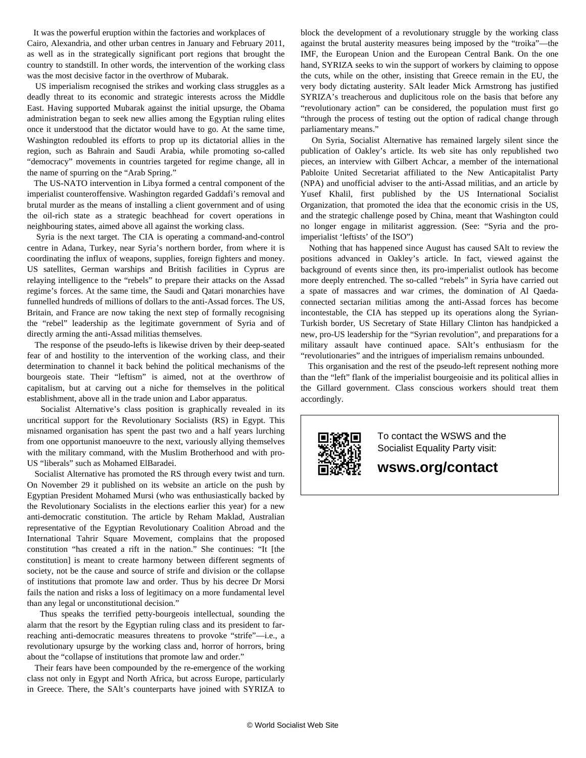It was the powerful eruption within the factories and workplaces of Cairo, Alexandria, and other urban centres in January and February 2011, as well as in the strategically significant port regions that brought the country to standstill. In other words, the intervention of the working class was the most decisive factor in the overthrow of Mubarak.

US imperialism recognised the strikes and working class struggles as a deadly threat to its economic and strategic interests across the Middle East. Having supported Mubarak against the initial upsurge, the Obama administration began to seek new allies among the Egyptian ruling elites once it understood that the dictator would have to go. At the same time, Washington redoubled its efforts to prop up its dictatorial allies in the region, such as Bahrain and Saudi Arabia, while promoting so-called "democracy" movements in countries targeted for regime change, all in the name of spurring on the "Arab Spring."

The US-NATO intervention in Libya formed a central component of the imperialist counteroffensive. Washington regarded Gaddafi's removal and brutal murder as the means of installing a client government and of using the oil-rich state as a strategic beachhead for covert operations in neighbouring states, aimed above all against the working class.

Syria is the next target. The CIA is operating a command-and-control centre in Adana, Turkey, near Syria's northern border, from where it is coordinating the influx of weapons, supplies, foreign fighters and money. US satellites, German warships and British facilities in Cyprus are relaying intelligence to the "rebels" to prepare their attacks on the Assad regime's forces. At the same time, the Saudi and Qatari monarchies have funnelled hundreds of millions of dollars to the anti-Assad forces. The US, Britain, and France are now taking the next step of formally recognising the "rebel" leadership as the legitimate government of Syria and of directly arming the anti-Assad militias themselves.

The response of the pseudo-lefts is likewise driven by their deep-seated fear of and hostility to the intervention of the working class, and their determination to channel it back behind the political mechanisms of the bourgeois state. Their "leftism" is aimed, not at the overthrow of capitalism, but at carving out a niche for themselves in the political establishment, above all in the trade union and Labor apparatus.

Socialist Alternative's class position is graphically revealed in its uncritical support for the Revolutionary Socialists (RS) in Egypt. This misnamed organisation has spent the past two and a half years lurching from one opportunist manoeuvre to the next, variously allying themselves with the military command, with the Muslim Brotherhood and with pro-US "liberals" such as Mohamed ElBaradei.

Socialist Alternative has promoted the RS through every twist and turn. On November 29 it published on its website an article on the push by Egyptian President Mohamed Mursi (who was enthusiastically backed by the Revolutionary Socialists in the elections earlier this year) for a new anti-democratic constitution. The article by Reham Maklad, Australian representative of the Egyptian Revolutionary Coalition Abroad and the International Tahrir Square Movement, complains that the proposed constitution "has created a rift in the nation." She continues: "It [the constitution] is meant to create harmony between different segments of society, not be the cause and source of strife and division or the collapse of institutions that promote law and order. Thus by his decree Dr Morsi fails the nation and risks a loss of legitimacy on a more fundamental level than any legal or unconstitutional decision."

Thus speaks the terrified petty-bourgeois intellectual, sounding the alarm that the resort by the Egyptian ruling class and its president to far-reaching anti-democratic measures threatens to provoke "strife"—i.e., a revolutionary upsurge by the working class and, horror of horrors, bring about the "collapse of institutions that promote law and order."

Their fears have been compounded by the re-emergence of the working class not only in Egypt and North Africa, but across Europe, particularly in Greece. There, the SAlt's counterparts have joined with SYRIZA to block the development of a revolutionary struggle by the working class against the brutal austerity measures being imposed by the "troika"—the IMF, the European Union and the European Central Bank. On the one hand, SYRIZA seeks to win the support of workers by claiming to oppose the cuts, while on the other, insisting that Greece remain in the EU, the very body dictating austerity. SAlt leader Mick Armstrong has justified SYRIZA's treacherous and duplicitous role on the basis that before any "revolutionary action" can be considered, the population must first go "through the process of testing out the option of radical change through parliamentary means."

On Syria, Socialist Alternative has remained largely silent since the publication of Oakley's article. Its web site has only republished two pieces, an interview with Gilbert Achcar, a member of the international Pabloite United Secretariat affiliated to the New Anticapitalist Party (NPA) and unofficial adviser to the anti-Assad militias, and an article by Yusef Khalil, first published by the US International Socialist Organization, that promoted the idea that the economic crisis in the US, and the strategic challenge posed by China, meant that Washington could no longer engage in militarist aggression. (See: "Syria and the pro-imperialist 'leftists' of the ISO")

Nothing that has happened since August has caused SAlt to review the positions advanced in Oakley's article. In fact, viewed against the background of events since then, its pro-imperialist outlook has become more deeply entrenched. The so-called "rebels" in Syria have carried out a spate of massacres and war crimes, the domination of Al Qaeda-connected sectarian militias among the anti-Assad forces has become incontestable, the CIA has stepped up its operations along the Syrian-Turkish border, US Secretary of State Hillary Clinton has handpicked a new, pro-US leadership for the "Syrian revolution", and preparations for a military assault have continued apace. SAlt's enthusiasm for the "revolutionaries" and the intrigues of imperialism remains unbounded.

This organisation and the rest of the pseudo-left represent nothing more than the "left" flank of the imperialist bourgeoisie and its political allies in the Gillard government. Class conscious workers should treat them accordingly.

To contact the WSWS and the Socialist Equality Party visit:

**wsws.org/contact**